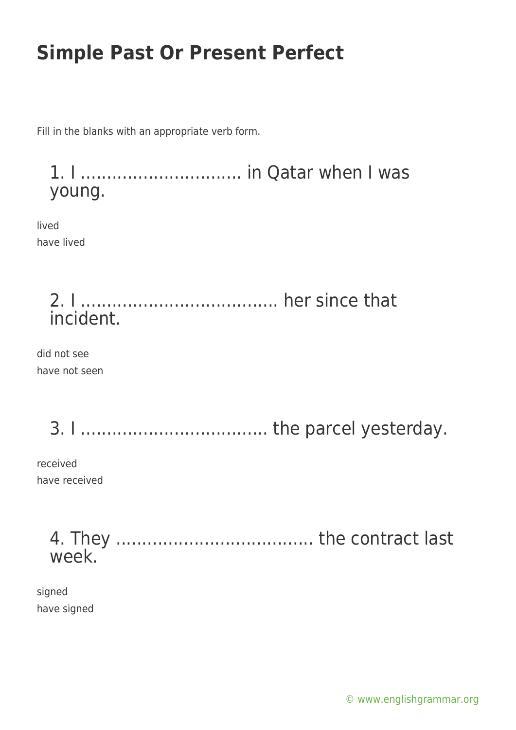# Simple Past Or Present Perfect

Fill in the blanks with an appropriate verb form.

## 1. I ……………………….. in Qatar when I was young.

lived
have lived

## 2. I ……………………………… her since that incident.

did not see
have not seen

## 3. I ……………………………. the parcel yesterday.

received
have received

## 4. They ……………………………… the contract last week.

signed
have signed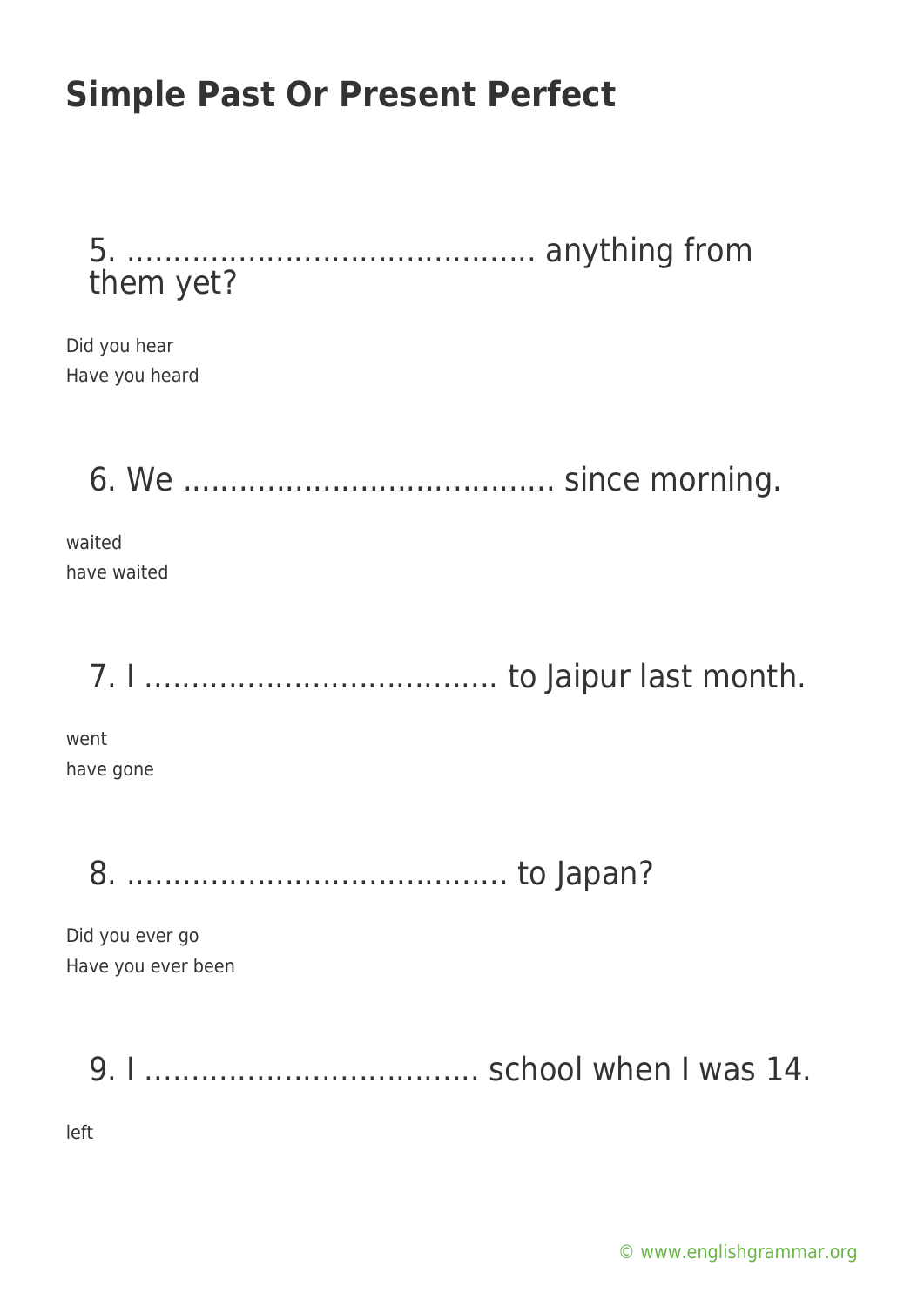# Simple Past Or Present Perfect

## 5. ........................................... anything from them yet?

Did you hear
Have you heard

## 6. We ....................................... since morning.

waited
have waited

## 7. I ..................................... to Jaipur last month.

went
have gone

## 8. ......................................... to Japan?

Did you ever go
Have you ever been

## 9. I ................................... school when I was 14.

left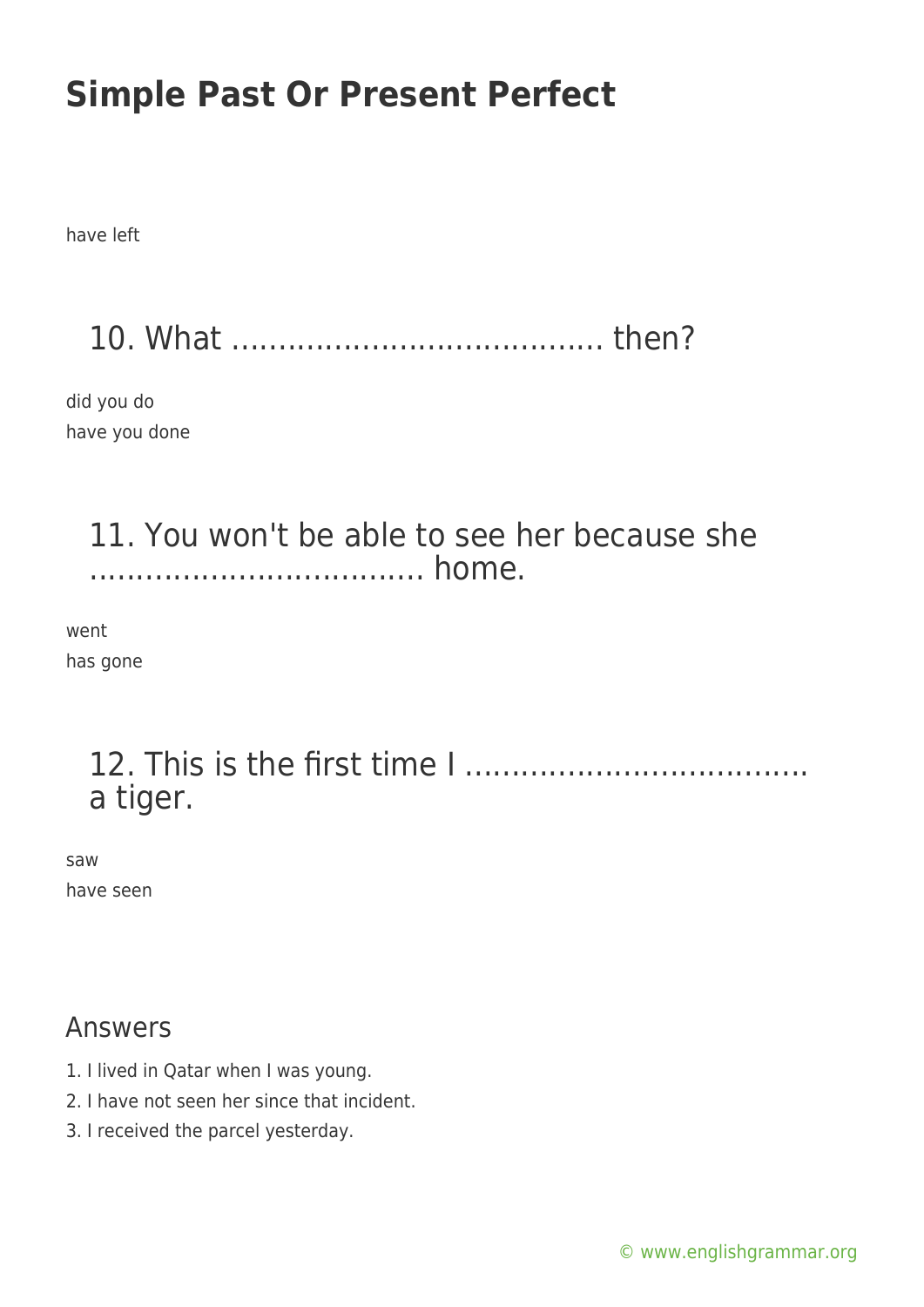have left

## 10. What ...................................... then?

did you do
have you done

## 11. You won't be able to see her because she .................................... home.

went
has gone

## 12. This is the first time I .................................... a tiger.

saw
have seen

## Answers

1. I lived in Qatar when I was young.
2. I have not seen her since that incident.
3. I received the parcel yesterday.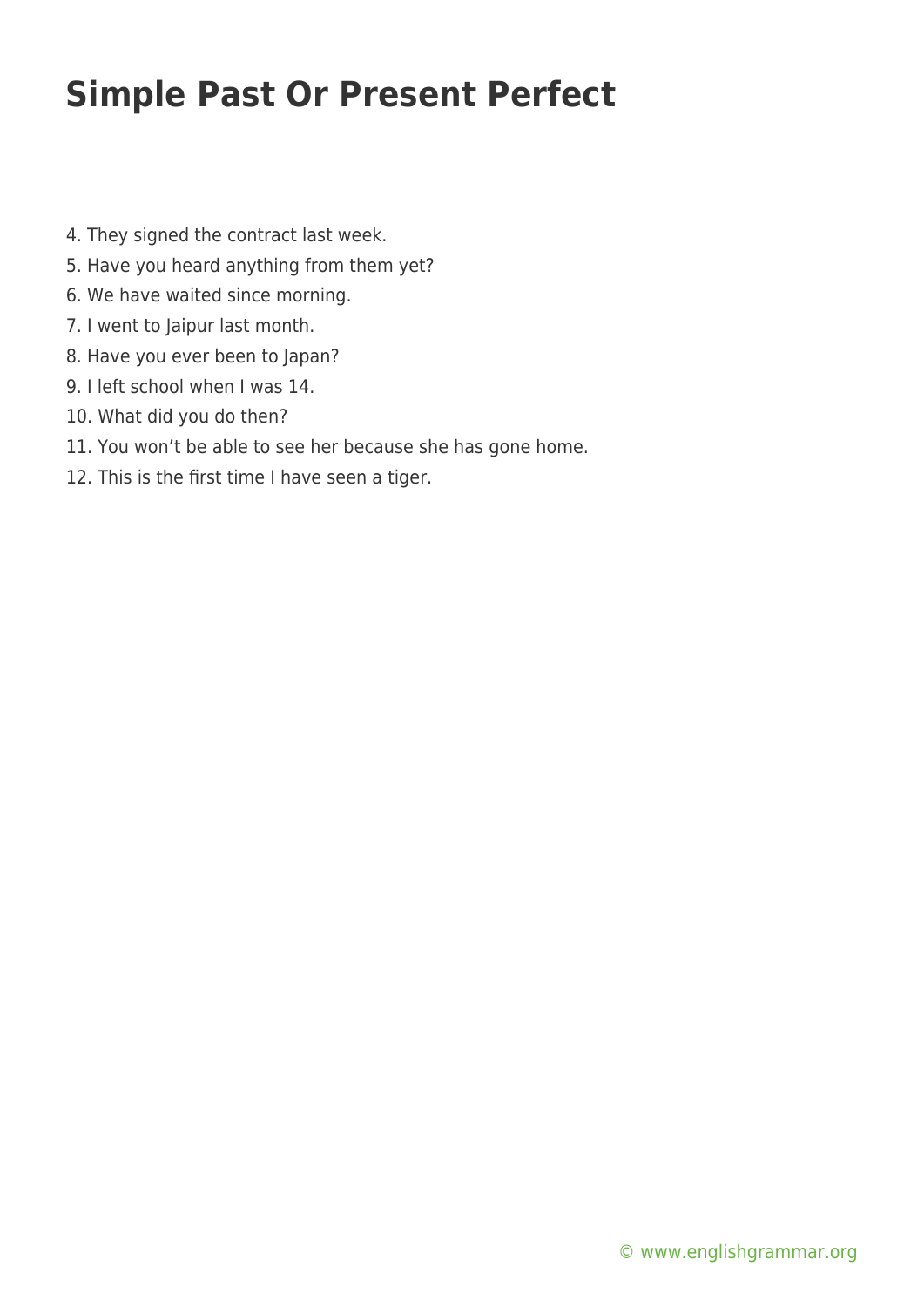# Simple Past Or Present Perfect

4. They signed the contract last week.
5. Have you heard anything from them yet?
6. We have waited since morning.
7. I went to Jaipur last month.
8. Have you ever been to Japan?
9. I left school when I was 14.
10. What did you do then?
11. You won't be able to see her because she has gone home.
12. This is the first time I have seen a tiger.